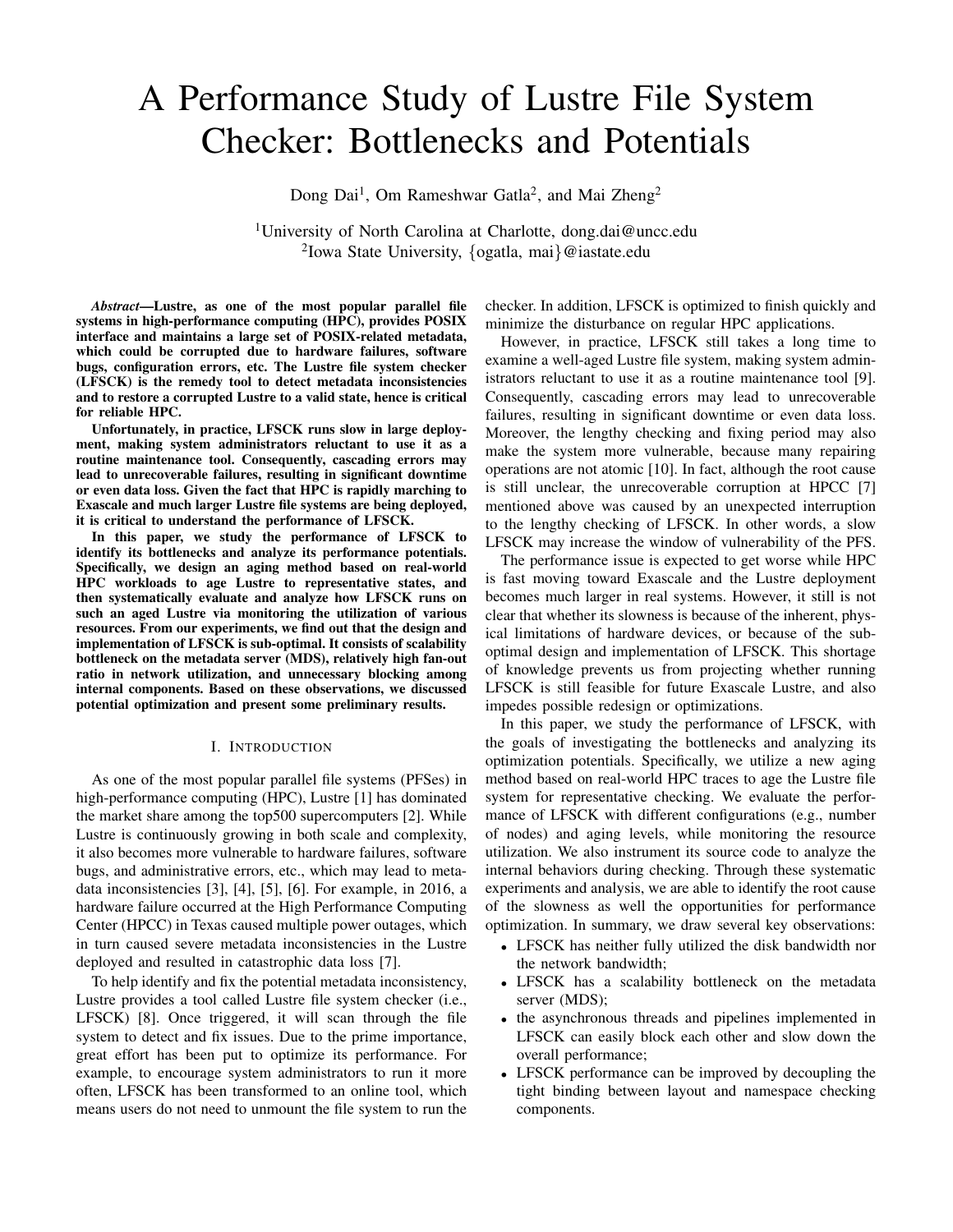# A Performance Study of Lustre File System Checker: Bottlenecks and Potentials

Dong Dai[1], Om Rameshwar Gatla[2], and Mai Zheng[2]

[1]University of North Carolina at Charlotte, dong.dai@uncc.edu
[2]Iowa State University, {ogatla, mai}@iastate.edu

***Abstract*—Lustre, as one of the most popular parallel file systems in high-performance computing (HPC), provides POSIX interface and maintains a large set of POSIX-related metadata, which could be corrupted due to hardware failures, software bugs, configuration errors, etc. The Lustre file system checker (LFSCK) is the remedy tool to detect metadata inconsistencies and to restore a corrupted Lustre to a valid state, hence is critical for reliable HPC.**

**Unfortunately, in practice, LFSCK runs slow in large deployment, making system administrators reluctant to use it as a routine maintenance tool. Consequently, cascading errors may lead to unrecoverable failures, resulting in significant downtime or even data loss. Given the fact that HPC is rapidly marching to Exascale and much larger Lustre file systems are being deployed, it is critical to understand the performance of LFSCK.**

**In this paper, we study the performance of LFSCK to identify its bottlenecks and analyze its performance potentials. Specifically, we design an aging method based on real-world HPC workloads to age Lustre to representative states, and then systematically evaluate and analyze how LFSCK runs on such an aged Lustre via monitoring the utilization of various resources. From our experiments, we find out that the design and implementation of LFSCK is sub-optimal. It consists of scalability bottleneck on the metadata server (MDS), relatively high fan-out ratio in network utilization, and unnecessary blocking among internal components. Based on these observations, we discussed potential optimization and present some preliminary results.**

## I. Introduction

As one of the most popular parallel file systems (PFSes) in high-performance computing (HPC), Lustre [1] has dominated the market share among the top500 supercomputers [2]. While Lustre is continuously growing in both scale and complexity, it also becomes more vulnerable to hardware failures, software bugs, and administrative errors, etc., which may lead to metadata inconsistencies [3], [4], [5], [6]. For example, in 2016, a hardware failure occurred at the High Performance Computing Center (HPCC) in Texas caused multiple power outages, which in turn caused severe metadata inconsistencies in the Lustre deployed and resulted in catastrophic data loss [7].

To help identify and fix the potential metadata inconsistency, Lustre provides a tool called Lustre file system checker (i.e., LFSCK) [8]. Once triggered, it will scan through the file system to detect and fix issues. Due to the prime importance, great effort has been put to optimize its performance. For example, to encourage system administrators to run it more often, LFSCK has been transformed to an online tool, which means users do not need to unmount the file system to run the checker. In addition, LFSCK is optimized to finish quickly and minimize the disturbance on regular HPC applications.

However, in practice, LFSCK still takes a long time to examine a well-aged Lustre file system, making system administrators reluctant to use it as a routine maintenance tool [9]. Consequently, cascading errors may lead to unrecoverable failures, resulting in significant downtime or even data loss. Moreover, the lengthy checking and fixing period may also make the system more vulnerable, because many repairing operations are not atomic [10]. In fact, although the root cause is still unclear, the unrecoverable corruption at HPCC [7] mentioned above was caused by an unexpected interruption to the lengthy checking of LFSCK. In other words, a slow LFSCK may increase the window of vulnerability of the PFS.

The performance issue is expected to get worse while HPC is fast moving toward Exascale and the Lustre deployment becomes much larger in real systems. However, it still is not clear that whether its slowness is because of the inherent, physical limitations of hardware devices, or because of the sub-optimal design and implementation of LFSCK. This shortage of knowledge prevents us from projecting whether running LFSCK is still feasible for future Exascale Lustre, and also impedes possible redesign or optimizations.

In this paper, we study the performance of LFSCK, with the goals of investigating the bottlenecks and analyzing its optimization potentials. Specifically, we utilize a new aging method based on real-world HPC traces to age the Lustre file system for representative checking. We evaluate the performance of LFSCK with different configurations (e.g., number of nodes) and aging levels, while monitoring the resource utilization. We also instrument its source code to analyze the internal behaviors during checking. Through these systematic experiments and analysis, we are able to identify the root cause of the slowness as well the opportunities for performance optimization. In summary, we draw several key observations:

- LFSCK has neither fully utilized the disk bandwidth nor the network bandwidth;
- LFSCK has a scalability bottleneck on the metadata server (MDS);
- the asynchronous threads and pipelines implemented in LFSCK can easily block each other and slow down the overall performance;
- LFSCK performance can be improved by decoupling the tight binding between layout and namespace checking components.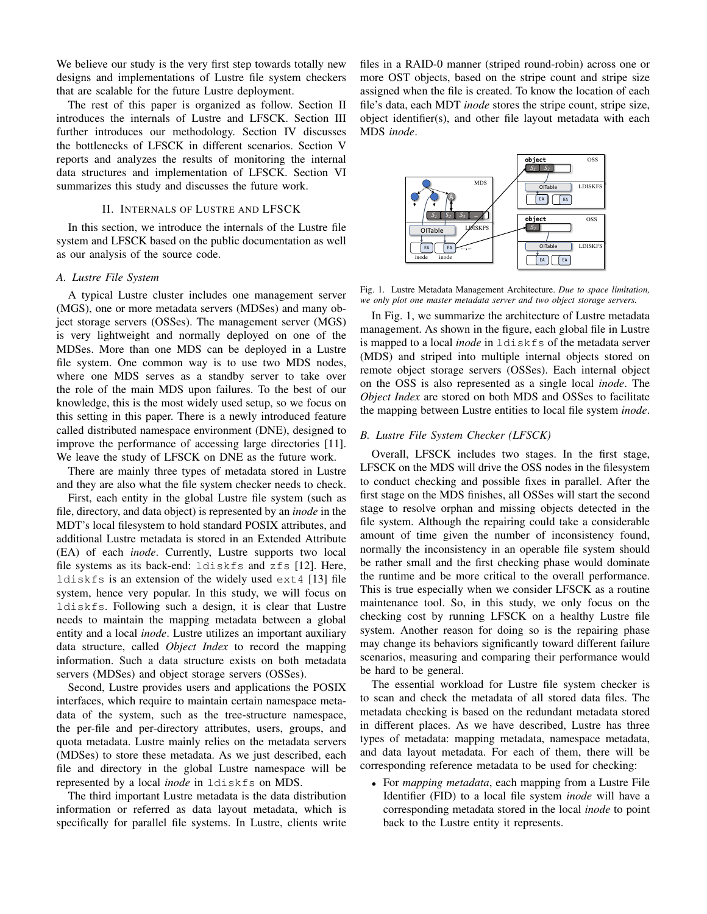We believe our study is the very first step towards totally new designs and implementations of Lustre file system checkers that are scalable for the future Lustre deployment.

The rest of this paper is organized as follow. Section II introduces the internals of Lustre and LFSCK. Section III further introduces our methodology. Section IV discusses the bottlenecks of LFSCK in different scenarios. Section V reports and analyzes the results of monitoring the internal data structures and implementation of LFSCK. Section VI summarizes this study and discusses the future work.

## II. Internals of Lustre and LFSCK

In this section, we introduce the internals of the Lustre file system and LFSCK based on the public documentation as well as our analysis of the source code.

### A. Lustre File System

A typical Lustre cluster includes one management server (MGS), one or more metadata servers (MDSes) and many object storage servers (OSSes). The management server (MGS) is very lightweight and normally deployed on one of the MDSes. More than one MDS can be deployed in a Lustre file system. One common way is to use two MDS nodes, where one MDS serves as a standby server to take over the role of the main MDS upon failures. To the best of our knowledge, this is the most widely used setup, so we focus on this setting in this paper. There is a newly introduced feature called distributed namespace environment (DNE), designed to improve the performance of accessing large directories [11]. We leave the study of LFSCK on DNE as the future work.

There are mainly three types of metadata stored in Lustre and they are also what the file system checker needs to check.

First, each entity in the global Lustre file system (such as file, directory, and data object) is represented by an *inode* in the MDT's local filesystem to hold standard POSIX attributes, and additional Lustre metadata is stored in an Extended Attribute (EA) of each *inode*. Currently, Lustre supports two local file systems as its back-end: `ldiskfs` and `zfs` [12]. Here, `ldiskfs` is an extension of the widely used `ext4` [13] file system, hence very popular. In this study, we will focus on `ldiskfs`. Following such a design, it is clear that Lustre needs to maintain the mapping metadata between a global entity and a local *inode*. Lustre utilizes an important auxiliary data structure, called *Object Index* to record the mapping information. Such a data structure exists on both metadata servers (MDSes) and object storage servers (OSSes).

Second, Lustre provides users and applications the POSIX interfaces, which require to maintain certain namespace metadata of the system, such as the tree-structure namespace, the per-file and per-directory attributes, users, groups, and quota metadata. Lustre mainly relies on the metadata servers (MDSes) to store these metadata. As we just described, each file and directory in the global Lustre namespace will be represented by a local *inode* in `ldiskfs` on MDS.

The third important Lustre metadata is the data distribution information or referred as data layout metadata, which is specifically for parallel file systems. In Lustre, clients write files in a RAID-0 manner (striped round-robin) across one or more OST objects, based on the stripe count and stripe size assigned when the file is created. To know the location of each file's data, each MDT *inode* stores the stripe count, stripe size, object identifier(s), and other file layout metadata with each MDS *inode*.

Fig. 1. Lustre Metadata Management Architecture. *Due to space limitation, we only plot one master metadata server and two object storage servers.*

In Fig. 1, we summarize the architecture of Lustre metadata management. As shown in the figure, each global file in Lustre is mapped to a local *inode* in `ldiskfs` of the metadata server (MDS) and striped into multiple internal objects stored on remote object storage servers (OSSes). Each internal object on the OSS is also represented as a single local *inode*. The *Object Index* are stored on both MDS and OSSes to facilitate the mapping between Lustre entities to local file system *inode*.

### B. Lustre File System Checker (LFSCK)

Overall, LFSCK includes two stages. In the first stage, LFSCK on the MDS will drive the OSS nodes in the filesystem to conduct checking and possible fixes in parallel. After the first stage on the MDS finishes, all OSSes will start the second stage to resolve orphan and missing objects detected in the file system. Although the repairing could take a considerable amount of time given the number of inconsistency found, normally the inconsistency in an operable file system should be rather small and the first checking phase would dominate the runtime and be more critical to the overall performance. This is true especially when we consider LFSCK as a routine maintenance tool. So, in this study, we only focus on the checking cost by running LFSCK on a healthy Lustre file system. Another reason for doing so is the repairing phase may change its behaviors significantly toward different failure scenarios, measuring and comparing their performance would be hard to be general.

The essential workload for Lustre file system checker is to scan and check the metadata of all stored data files. The metadata checking is based on the redundant metadata stored in different places. As we have described, Lustre has three types of metadata: mapping metadata, namespace metadata, and data layout metadata. For each of them, there will be corresponding reference metadata to be used for checking:

- For *mapping metadata*, each mapping from a Lustre File Identifier (FID) to a local file system *inode* will have a corresponding metadata stored in the local *inode* to point back to the Lustre entity it represents.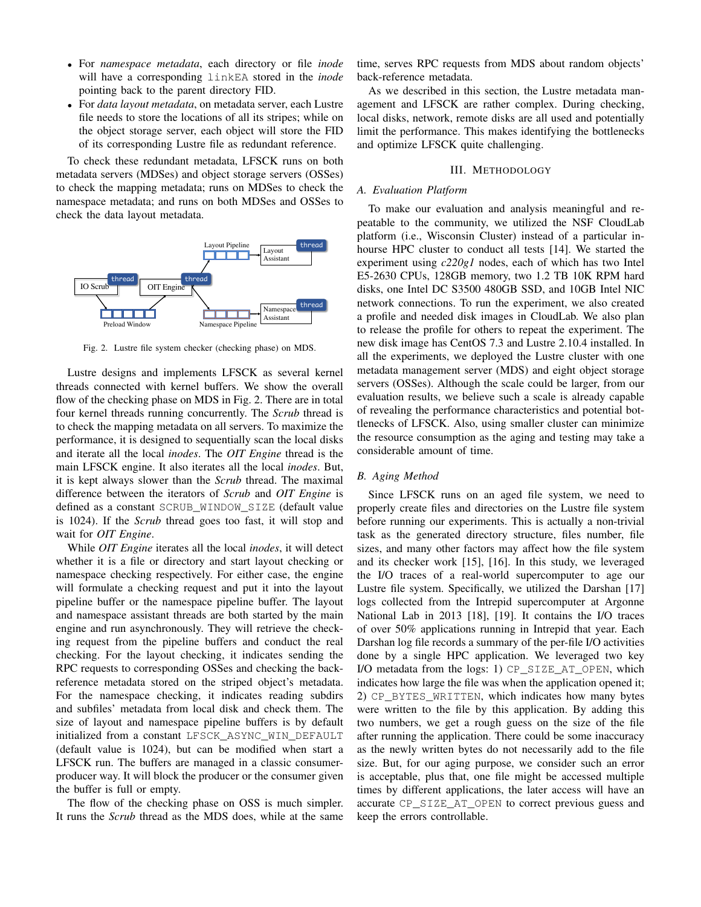- For *namespace metadata*, each directory or file *inode* will have a corresponding linkEA stored in the *inode* pointing back to the parent directory FID.
- For *data layout metadata*, on metadata server, each Lustre file needs to store the locations of all its stripes; while on the object storage server, each object will store the FID of its corresponding Lustre file as redundant reference.

To check these redundant metadata, LFSCK runs on both metadata servers (MDSes) and object storage servers (OSSes) to check the mapping metadata; runs on MDSes to check the namespace metadata; and runs on both MDSes and OSSes to check the data layout metadata.

Fig. 2. Lustre file system checker (checking phase) on MDS.

Lustre designs and implements LFSCK as several kernel threads connected with kernel buffers. We show the overall flow of the checking phase on MDS in Fig. 2. There are in total four kernel threads running concurrently. The *Scrub* thread is to check the mapping metadata on all servers. To maximize the performance, it is designed to sequentially scan the local disks and iterate all the local *inodes*. The *OIT Engine* thread is the main LFSCK engine. It also iterates all the local *inodes*. But, it is kept always slower than the *Scrub* thread. The maximal difference between the iterators of *Scrub* and *OIT Engine* is defined as a constant SCRUB_WINDOW_SIZE (default value is 1024). If the *Scrub* thread goes too fast, it will stop and wait for *OIT Engine*.

While *OIT Engine* iterates all the local *inodes*, it will detect whether it is a file or directory and start layout checking or namespace checking respectively. For either case, the engine will formulate a checking request and put it into the layout pipeline buffer or the namespace pipeline buffer. The layout and namespace assistant threads are both started by the main engine and run asynchronously. They will retrieve the checking request from the pipeline buffers and conduct the real checking. For the layout checking, it indicates sending the RPC requests to corresponding OSSes and checking the back-reference metadata stored on the striped object's metadata. For the namespace checking, it indicates reading subdirs and subfiles' metadata from local disk and check them. The size of layout and namespace pipeline buffers is by default initialized from a constant LFSCK_ASYNC_WIN_DEFAULT (default value is 1024), but can be modified when start a LFSCK run. The buffers are managed in a classic consumer-producer way. It will block the producer or the consumer given the buffer is full or empty.

The flow of the checking phase on OSS is much simpler. It runs the *Scrub* thread as the MDS does, while at the same time, serves RPC requests from MDS about random objects' back-reference metadata.

As we described in this section, the Lustre metadata management and LFSCK are rather complex. During checking, local disks, network, remote disks are all used and potentially limit the performance. This makes identifying the bottlenecks and optimize LFSCK quite challenging.

## III. Methodology

### A. Evaluation Platform

To make our evaluation and analysis meaningful and repeatable to the community, we utilized the NSF CloudLab platform (i.e., Wisconsin Cluster) instead of a particular in-house HPC cluster to conduct all tests [14]. We started the experiment using *c220g1* nodes, each of which has two Intel E5-2630 CPUs, 128GB memory, two 1.2 TB 10K RPM hard disks, one Intel DC S3500 480GB SSD, and 10GB Intel NIC network connections. To run the experiment, we also created a profile and needed disk images in CloudLab. We also plan to release the profile for others to repeat the experiment. The new disk image has CentOS 7.3 and Lustre 2.10.4 installed. In all the experiments, we deployed the Lustre cluster with one metadata management server (MDS) and eight object storage servers (OSSes). Although the scale could be larger, from our evaluation results, we believe such a scale is already capable of revealing the performance characteristics and potential bottlenecks of LFSCK. Also, using smaller cluster can minimize the resource consumption as the aging and testing may take a considerable amount of time.

### B. Aging Method

Since LFSCK runs on an aged file system, we need to properly create files and directories on the Lustre file system before running our experiments. This is actually a non-trivial task as the generated directory structure, files number, file sizes, and many other factors may affect how the file system and its checker work [15], [16]. In this study, we leveraged the I/O traces of a real-world supercomputer to age our Lustre file system. Specifically, we utilized the Darshan [17] logs collected from the Intrepid supercomputer at Argonne National Lab in 2013 [18], [19]. It contains the I/O traces of over 50% applications running in Intrepid that year. Each Darshan log file records a summary of the per-file I/O activities done by a single HPC application. We leveraged two key I/O metadata from the logs: 1) CP_SIZE_AT_OPEN, which indicates how large the file was when the application opened it; 2) CP_BYTES_WRITTEN, which indicates how many bytes were written to the file by this application. By adding this two numbers, we get a rough guess on the size of the file after running the application. There could be some inaccuracy as the newly written bytes do not necessarily add to the file size. But, for our aging purpose, we consider such an error is acceptable, plus that, one file might be accessed multiple times by different applications, the later access will have an accurate CP_SIZE_AT_OPEN to correct previous guess and keep the errors controllable.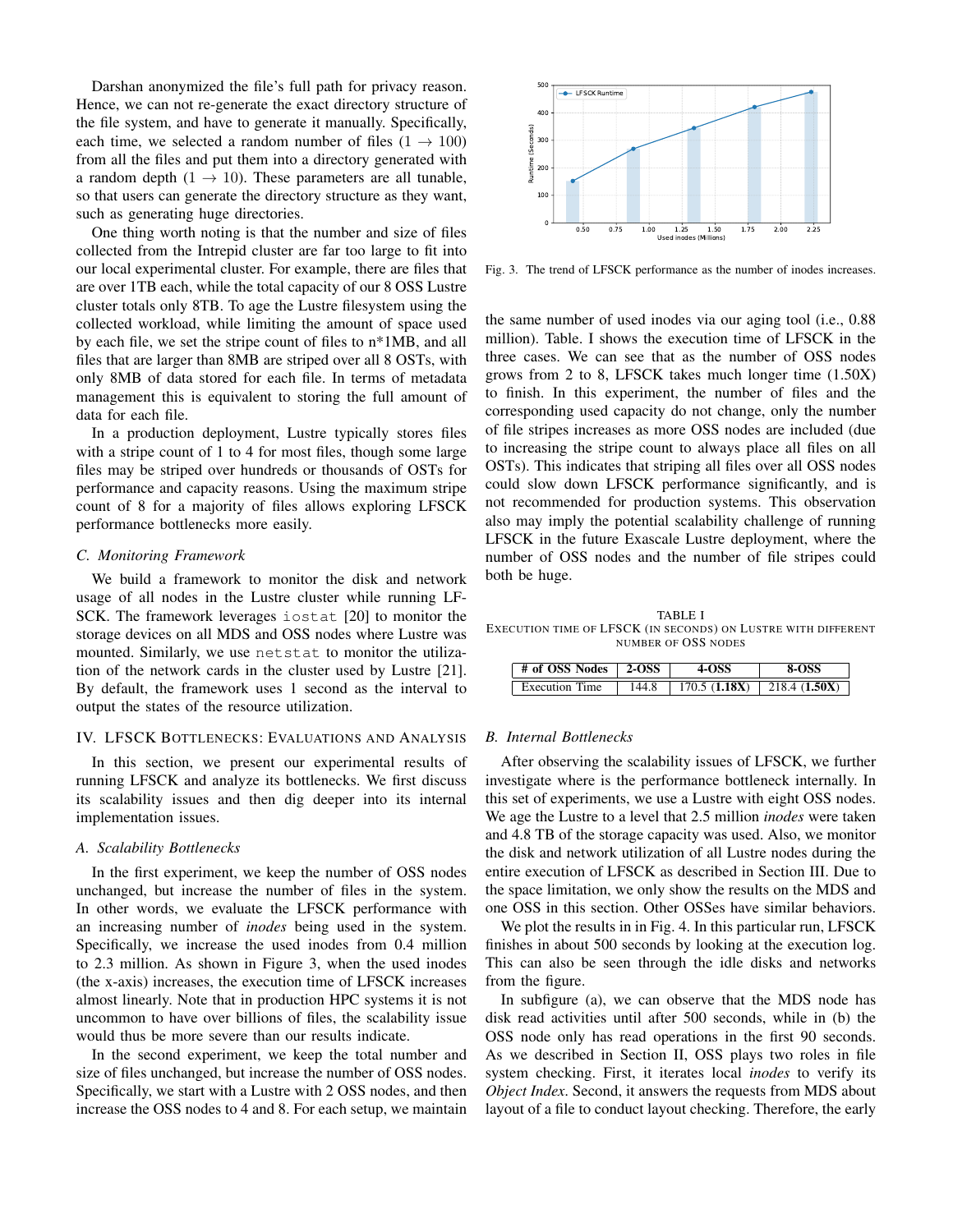Darshan anonymized the file's full path for privacy reason. Hence, we can not re-generate the exact directory structure of the file system, and have to generate it manually. Specifically, each time, we selected a random number of files ($1 \rightarrow 100$) from all the files and put them into a directory generated with a random depth ($1 \rightarrow 10$). These parameters are all tunable, so that users can generate the directory structure as they want, such as generating huge directories.

One thing worth noting is that the number and size of files collected from the Intrepid cluster are far too large to fit into our local experimental cluster. For example, there are files that are over 1TB each, while the total capacity of our 8 OSS Lustre cluster totals only 8TB. To age the Lustre filesystem using the collected workload, while limiting the amount of space used by each file, we set the stripe count of files to n*1MB, and all files that are larger than 8MB are striped over all 8 OSTs, with only 8MB of data stored for each file. In terms of metadata management this is equivalent to storing the full amount of data for each file.

In a production deployment, Lustre typically stores files with a stripe count of 1 to 4 for most files, though some large files may be striped over hundreds or thousands of OSTs for performance and capacity reasons. Using the maximum stripe count of 8 for a majority of files allows exploring LFSCK performance bottlenecks more easily.

### C. Monitoring Framework

We build a framework to monitor the disk and network usage of all nodes in the Lustre cluster while running LFSCK. The framework leverages `iostat` [20] to monitor the storage devices on all MDS and OSS nodes where Lustre was mounted. Similarly, we use `netstat` to monitor the utilization of the network cards in the cluster used by Lustre [21]. By default, the framework uses 1 second as the interval to output the states of the resource utilization.

## IV. LFSCK Bottlenecks: Evaluations and Analysis

In this section, we present our experimental results of running LFSCK and analyze its bottlenecks. We first discuss its scalability issues and then dig deeper into its internal implementation issues.

### A. Scalability Bottlenecks

In the first experiment, we keep the number of OSS nodes unchanged, but increase the number of files in the system. In other words, we evaluate the LFSCK performance with an increasing number of *inodes* being used in the system. Specifically, we increase the used inodes from 0.4 million to 2.3 million. As shown in Figure 3, when the used inodes (the x-axis) increases, the execution time of LFSCK increases almost linearly. Note that in production HPC systems it is not uncommon to have over billions of files, the scalability issue would thus be more severe than our results indicate.

In the second experiment, we keep the total number and size of files unchanged, but increase the number of OSS nodes. Specifically, we start with a Lustre with 2 OSS nodes, and then increase the OSS nodes to 4 and 8. For each setup, we maintain the same number of used inodes via our aging tool (i.e., 0.88 million). Table. I shows the execution time of LFSCK in the three cases. We can see that as the number of OSS nodes grows from 2 to 8, LFSCK takes much longer time (1.50X) to finish. In this experiment, the number of files and the corresponding used capacity do not change, only the number of file stripes increases as more OSS nodes are included (due to increasing the stripe count to always place all files on all OSTs). This indicates that striping all files over all OSS nodes could slow down LFSCK performance significantly, and is not recommended for production systems. This observation also may imply the potential scalability challenge of running LFSCK in the future Exascale Lustre deployment, where the number of OSS nodes and the number of file stripes could both be huge.

Fig. 3. The trend of LFSCK performance as the number of inodes increases.

TABLE I
Execution time of LFSCK (in seconds) on Lustre with different number of OSS nodes

| # of OSS Nodes | 2-OSS | 4-OSS | 8-OSS |
|---|---|---|---|
| Execution Time | 144.8 | 170.5 (**1.18X**) | 218.4 (**1.50X**) |

### B. Internal Bottlenecks

After observing the scalability issues of LFSCK, we further investigate where is the performance bottleneck internally. In this set of experiments, we use a Lustre with eight OSS nodes. We age the Lustre to a level that 2.5 million *inodes* were taken and 4.8 TB of the storage capacity was used. Also, we monitor the disk and network utilization of all Lustre nodes during the entire execution of LFSCK as described in Section III. Due to the space limitation, we only show the results on the MDS and one OSS in this section. Other OSSes have similar behaviors.

We plot the results in in Fig. 4. In this particular run, LFSCK finishes in about 500 seconds by looking at the execution log. This can also be seen through the idle disks and networks from the figure.

In subfigure (a), we can observe that the MDS node has disk read activities until after 500 seconds, while in (b) the OSS node only has read operations in the first 90 seconds. As we described in Section II, OSS plays two roles in file system checking. First, it iterates local *inodes* to verify its *Object Index*. Second, it answers the requests from MDS about layout of a file to conduct layout checking. Therefore, the early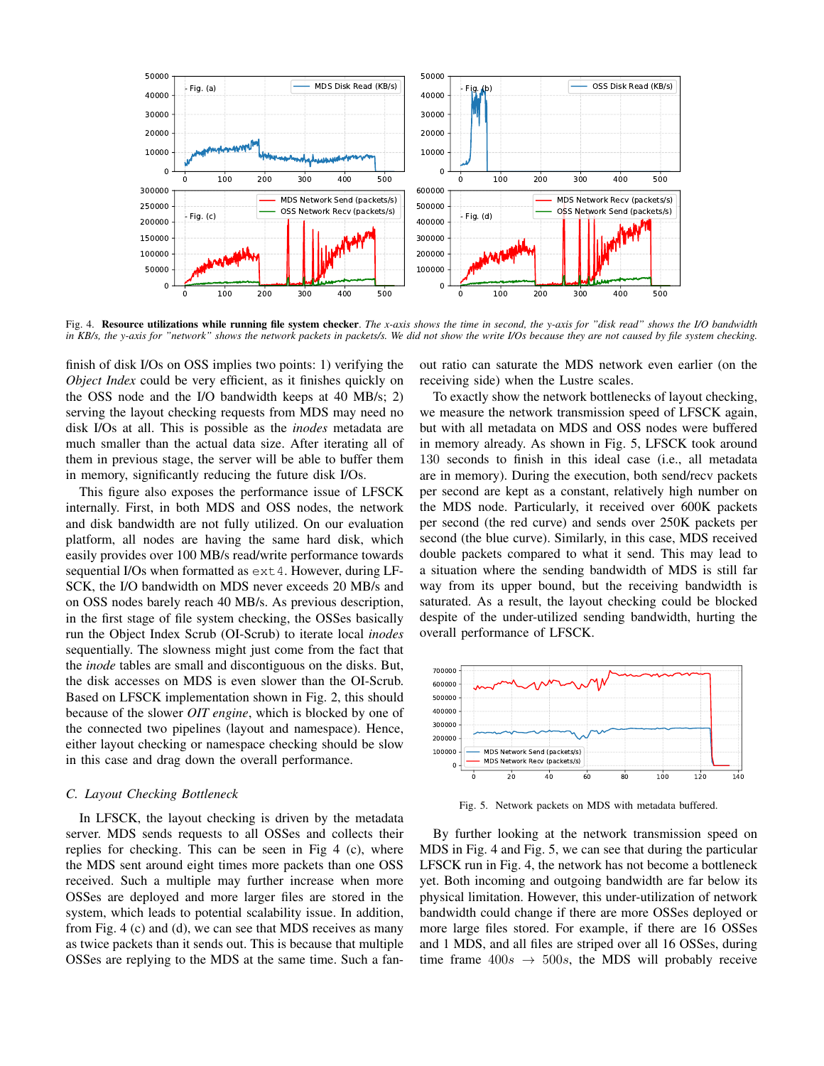Fig. 4. **Resource utilizations while running file system checker**. *The x-axis shows the time in second, the y-axis for "disk read" shows the I/O bandwidth in KB/s, the y-axis for "network" shows the network packets in packets/s. We did not show the write I/Os because they are not caused by file system checking.*

finish of disk I/Os on OSS implies two points: 1) verifying the *Object Index* could be very efficient, as it finishes quickly on the OSS node and the I/O bandwidth keeps at 40 MB/s; 2) serving the layout checking requests from MDS may need no disk I/Os at all. This is possible as the *inodes* metadata are much smaller than the actual data size. After iterating all of them in previous stage, the server will be able to buffer them in memory, significantly reducing the future disk I/Os.

This figure also exposes the performance issue of LFSCK internally. First, in both MDS and OSS nodes, the network and disk bandwidth are not fully utilized. On our evaluation platform, all nodes are having the same hard disk, which easily provides over 100 MB/s read/write performance towards sequential I/Os when formatted as `ext4`. However, during LFSCK, the I/O bandwidth on MDS never exceeds 20 MB/s and on OSS nodes barely reach 40 MB/s. As previous description, in the first stage of file system checking, the OSSes basically run the Object Index Scrub (OI-Scrub) to iterate local *inodes* sequentially. The slowness might just come from the fact that the *inode* tables are small and discontiguous on the disks. But, the disk accesses on MDS is even slower than the OI-Scrub. Based on LFSCK implementation shown in Fig. 2, this should because of the slower *OIT engine*, which is blocked by one of the connected two pipelines (layout and namespace). Hence, either layout checking or namespace checking should be slow in this case and drag down the overall performance.

### C. Layout Checking Bottleneck

In LFSCK, the layout checking is driven by the metadata server. MDS sends requests to all OSSes and collects their replies for checking. This can be seen in Fig 4 (c), where the MDS sent around eight times more packets than one OSS received. Such a multiple may further increase when more OSSes are deployed and more larger files are stored in the system, which leads to potential scalability issue. In addition, from Fig. 4 (c) and (d), we can see that MDS receives as many as twice packets than it sends out. This is because that multiple OSSes are replying to the MDS at the same time. Such a fan-out ratio can saturate the MDS network even earlier (on the receiving side) when the Lustre scales.

To exactly show the network bottlenecks of layout checking, we measure the network transmission speed of LFSCK again, but with all metadata on MDS and OSS nodes were buffered in memory already. As shown in Fig. 5, LFSCK took around 130 seconds to finish in this ideal case (i.e., all metadata are in memory). During the execution, both send/recv packets per second are kept as a constant, relatively high number on the MDS node. Particularly, it received over 600K packets per second (the red curve) and sends over 250K packets per second (the blue curve). Similarly, in this case, MDS received double packets compared to what it send. This may lead to a situation where the sending bandwidth of MDS is still far way from its upper bound, but the receiving bandwidth is saturated. As a result, the layout checking could be blocked despite of the under-utilized sending bandwidth, hurting the overall performance of LFSCK.

Fig. 5. Network packets on MDS with metadata buffered.

By further looking at the network transmission speed on MDS in Fig. 4 and Fig. 5, we can see that during the particular LFSCK run in Fig. 4, the network has not become a bottleneck yet. Both incoming and outgoing bandwidth are far below its physical limitation. However, this under-utilization of network bandwidth could change if there are more OSSes deployed or more large files stored. For example, if there are 16 OSSes and 1 MDS, and all files are striped over all 16 OSSes, during time frame $400s \rightarrow 500s$, the MDS will probably receive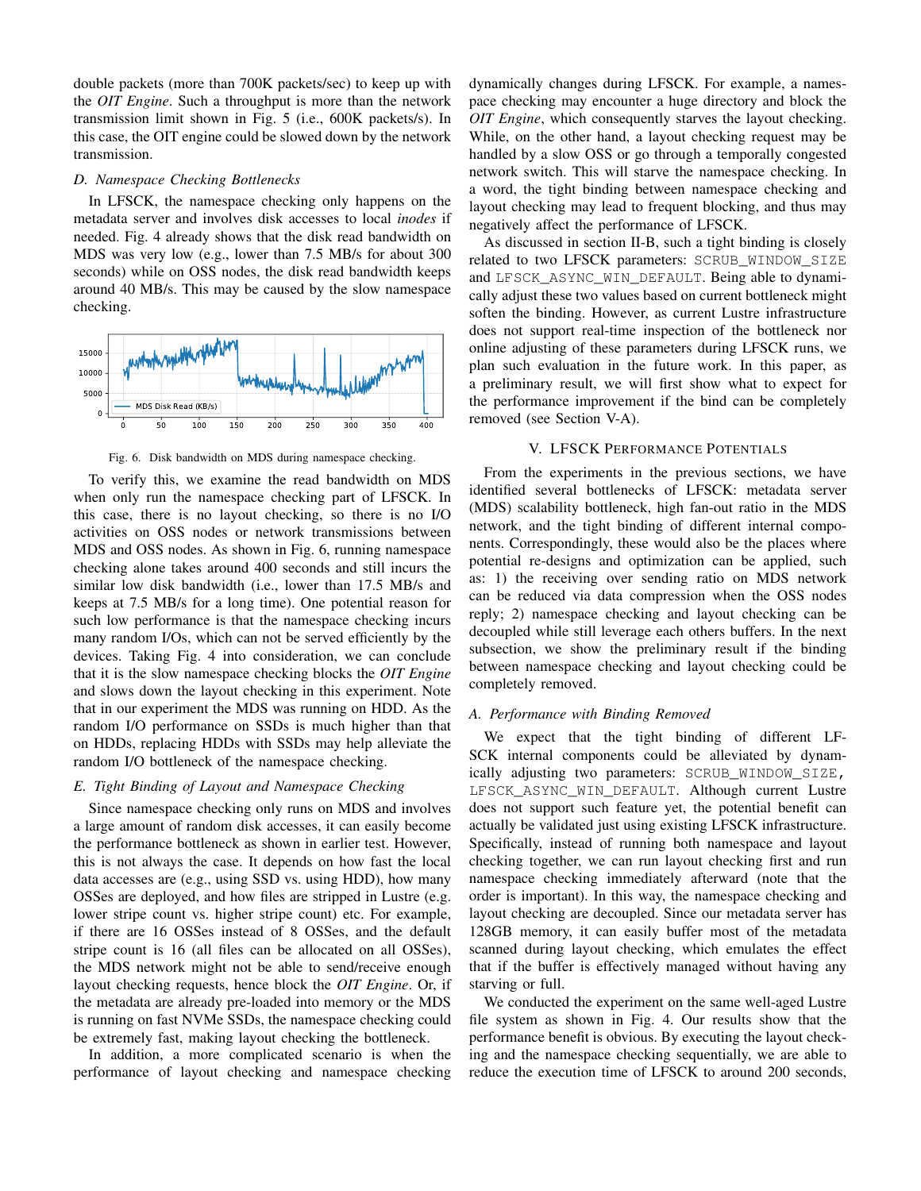double packets (more than 700K packets/sec) to keep up with the *OIT Engine*. Such a throughput is more than the network transmission limit shown in Fig. 5 (i.e., 600K packets/s). In this case, the OIT engine could be slowed down by the network transmission.

### D. Namespace Checking Bottlenecks

In LFSCK, the namespace checking only happens on the metadata server and involves disk accesses to local *inodes* if needed. Fig. 4 already shows that the disk read bandwidth on MDS was very low (e.g., lower than 7.5 MB/s for about 300 seconds) while on OSS nodes, the disk read bandwidth keeps around 40 MB/s. This may be caused by the slow namespace checking.

Fig. 6. Disk bandwidth on MDS during namespace checking.

To verify this, we examine the read bandwidth on MDS when only run the namespace checking part of LFSCK. In this case, there is no layout checking, so there is no I/O activities on OSS nodes or network transmissions between MDS and OSS nodes. As shown in Fig. 6, running namespace checking alone takes around 400 seconds and still incurs the similar low disk bandwidth (i.e., lower than 17.5 MB/s and keeps at 7.5 MB/s for a long time). One potential reason for such low performance is that the namespace checking incurs many random I/Os, which can not be served efficiently by the devices. Taking Fig. 4 into consideration, we can conclude that it is the slow namespace checking blocks the *OIT Engine* and slows down the layout checking in this experiment. Note that in our experiment the MDS was running on HDD. As the random I/O performance on SSDs is much higher than that on HDDs, replacing HDDs with SSDs may help alleviate the random I/O bottleneck of the namespace checking.

### E. Tight Binding of Layout and Namespace Checking

Since namespace checking only runs on MDS and involves a large amount of random disk accesses, it can easily become the performance bottleneck as shown in earlier test. However, this is not always the case. It depends on how fast the local data accesses are (e.g., using SSD vs. using HDD), how many OSSes are deployed, and how files are stripped in Lustre (e.g. lower stripe count vs. higher stripe count) etc. For example, if there are 16 OSSes instead of 8 OSSes, and the default stripe count is 16 (all files can be allocated on all OSSes), the MDS network might not be able to send/receive enough layout checking requests, hence block the *OIT Engine*. Or, if the metadata are already pre-loaded into memory or the MDS is running on fast NVMe SSDs, the namespace checking could be extremely fast, making layout checking the bottleneck.

In addition, a more complicated scenario is when the performance of layout checking and namespace checking dynamically changes during LFSCK. For example, a namespace checking may encounter a huge directory and block the *OIT Engine*, which consequently starves the layout checking. While, on the other hand, a layout checking request may be handled by a slow OSS or go through a temporally congested network switch. This will starve the namespace checking. In a word, the tight binding between namespace checking and layout checking may lead to frequent blocking, and thus may negatively affect the performance of LFSCK.

As discussed in section II-B, such a tight binding is closely related to two LFSCK parameters: `SCRUB_WINDOW_SIZE` and `LFSCK_ASYNC_WIN_DEFAULT`. Being able to dynamically adjust these two values based on current bottleneck might soften the binding. However, as current Lustre infrastructure does not support real-time inspection of the bottleneck nor online adjusting of these parameters during LFSCK runs, we plan such evaluation in the future work. In this paper, as a preliminary result, we will first show what to expect for the performance improvement if the bind can be completely removed (see Section V-A).

## V. LFSCK Performance Potentials

From the experiments in the previous sections, we have identified several bottlenecks of LFSCK: metadata server (MDS) scalability bottleneck, high fan-out ratio in the MDS network, and the tight binding of different internal components. Correspondingly, these would also be the places where potential re-designs and optimization can be applied, such as: 1) the receiving over sending ratio on MDS network can be reduced via data compression when the OSS nodes reply; 2) namespace checking and layout checking can be decoupled while still leverage each others buffers. In the next subsection, we show the preliminary result if the binding between namespace checking and layout checking could be completely removed.

### A. Performance with Binding Removed

We expect that the tight binding of different LFSCK internal components could be alleviated by dynamically adjusting two parameters: `SCRUB_WINDOW_SIZE`, `LFSCK_ASYNC_WIN_DEFAULT`. Although current Lustre does not support such feature yet, the potential benefit can actually be validated just using existing LFSCK infrastructure. Specifically, instead of running both namespace and layout checking together, we can run layout checking first and run namespace checking immediately afterward (note that the order is important). In this way, the namespace checking and layout checking are decoupled. Since our metadata server has 128GB memory, it can easily buffer most of the metadata scanned during layout checking, which emulates the effect that if the buffer is effectively managed without having any starving or full.

We conducted the experiment on the same well-aged Lustre file system as shown in Fig. 4. Our results show that the performance benefit is obvious. By executing the layout checking and the namespace checking sequentially, we are able to reduce the execution time of LFSCK to around 200 seconds,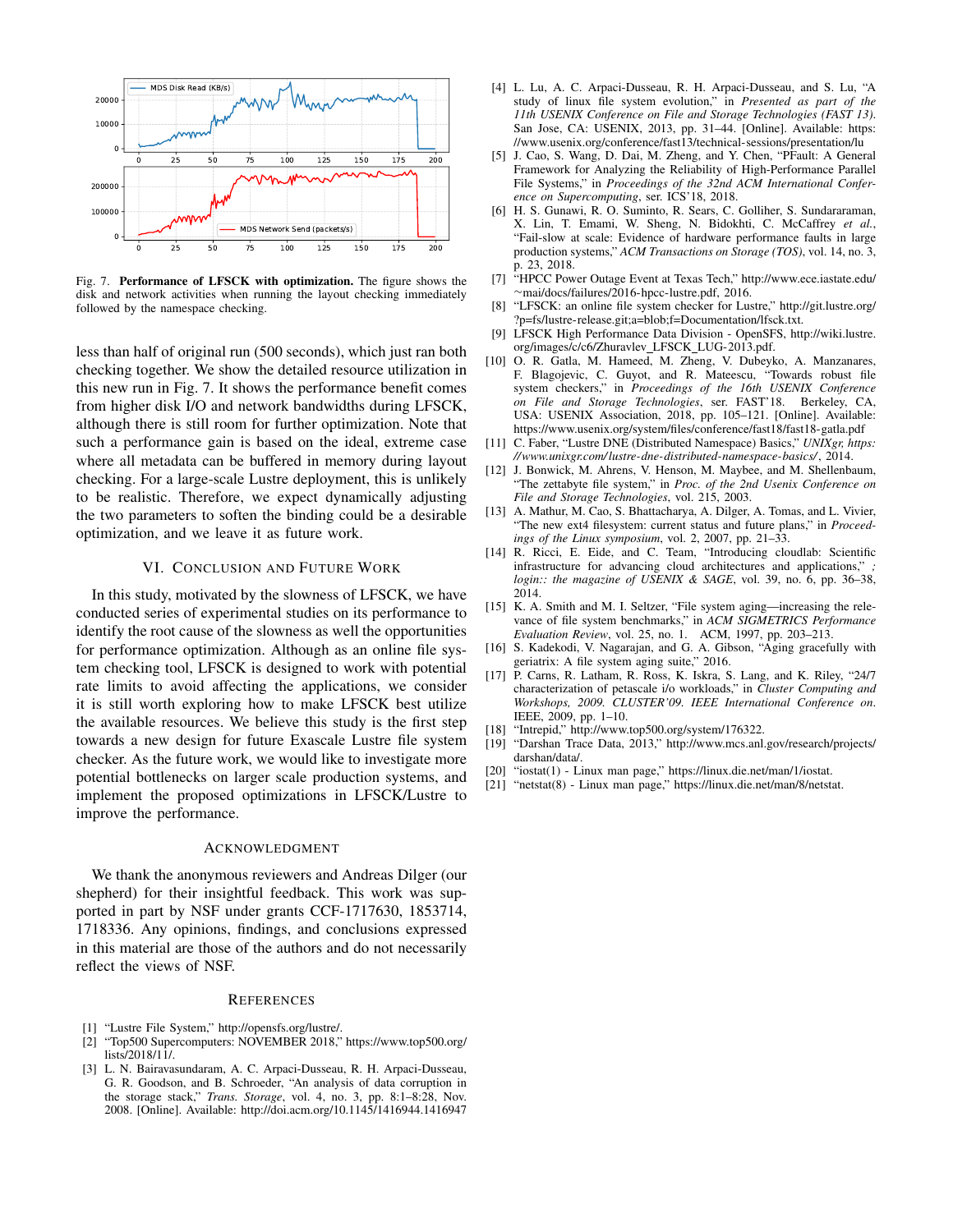MDS Disk Read (KB/s)

20000
10000
0

0 25 50 75 100 125 150 175 200

200000
100000
0

0 25 50 75 100 125 150 175 200

MDS Network Send (packets/s)

Fig. 7. **Performance of LFSCK with optimization.** The figure shows the disk and network activities when running the layout checking immediately followed by the namespace checking.

less than half of original run (500 seconds), which just ran both checking together. We show the detailed resource utilization in this new run in Fig. 7. It shows the performance benefit comes from higher disk I/O and network bandwidths during LFSCK, although there is still room for further optimization. Note that such a performance gain is based on the ideal, extreme case where all metadata can be buffered in memory during layout checking. For a large-scale Lustre deployment, this is unlikely to be realistic. Therefore, we expect dynamically adjusting the two parameters to soften the binding could be a desirable optimization, and we leave it as future work.

## VI. Conclusion and Future Work

In this study, motivated by the slowness of LFSCK, we have conducted series of experimental studies on its performance to identify the root cause of the slowness as well the opportunities for performance optimization. Although as an online file system checking tool, LFSCK is designed to work with potential rate limits to avoid affecting the applications, we consider it is still worth exploring how to make LFSCK best utilize the available resources. We believe this study is the first step towards a new design for future Exascale Lustre file system checker. As the future work, we would like to investigate more potential bottlenecks on larger scale production systems, and implement the proposed optimizations in LFSCK/Lustre to improve the performance.

## Acknowledgment

We thank the anonymous reviewers and Andreas Dilger (our shepherd) for their insightful feedback. This work was supported in part by NSF under grants CCF-1717630, 1853714, 1718336. Any opinions, findings, and conclusions expressed in this material are those of the authors and do not necessarily reflect the views of NSF.

## References

[1] "Lustre File System," http://opensfs.org/lustre/.

[2] "Top500 Supercomputers: NOVEMBER 2018," https://www.top500.org/lists/2018/11/.

[3] L. N. Bairavasundaram, A. C. Arpaci-Dusseau, R. H. Arpaci-Dusseau, G. R. Goodson, and B. Schroeder, "An analysis of data corruption in the storage stack," *Trans. Storage*, vol. 4, no. 3, pp. 8:1–8:28, Nov. 2008. [Online]. Available: http://doi.acm.org/10.1145/1416944.1416947

[4] L. Lu, A. C. Arpaci-Dusseau, R. H. Arpaci-Dusseau, and S. Lu, "A study of linux file system evolution," in *Presented as part of the 11th USENIX Conference on File and Storage Technologies (FAST 13)*. San Jose, CA: USENIX, 2013, pp. 31–44. [Online]. Available: https://www.usenix.org/conference/fast13/technical-sessions/presentation/lu

[5] J. Cao, S. Wang, D. Dai, M. Zheng, and Y. Chen, "PFault: A General Framework for Analyzing the Reliability of High-Performance Parallel File Systems," in *Proceedings of the 32nd ACM International Conference on Supercomputing*, ser. ICS'18, 2018.

[6] H. S. Gunawi, R. O. Suminto, R. Sears, C. Golliher, S. Sundararaman, X. Lin, T. Emami, W. Sheng, N. Bidokhti, C. McCaffrey *et al.*, "Fail-slow at scale: Evidence of hardware performance faults in large production systems," *ACM Transactions on Storage (TOS)*, vol. 14, no. 3, p. 23, 2018.

[7] "HPCC Power Outage Event at Texas Tech," http://www.ece.iastate.edu/~mai/docs/failures/2016-hpcc-lustre.pdf, 2016.

[8] "LFSCK: an online file system checker for Lustre," http://git.lustre.org/?p=fs/lustre-release.git;a=blob;f=Documentation/lfsck.txt.

[9] LFSCK High Performance Data Division - OpenSFS, http://wiki.lustre.org/images/c/c6/Zhuravlev_LFSCK_LUG-2013.pdf.

[10] O. R. Gatla, M. Hameed, M. Zheng, V. Dubeyko, A. Manzanares, F. Blagojevic, C. Guyot, and R. Mateescu, "Towards robust file system checkers," in *Proceedings of the 16th USENIX Conference on File and Storage Technologies*, ser. FAST'18. Berkeley, CA, USA: USENIX Association, 2018, pp. 105–121. [Online]. Available: https://www.usenix.org/system/files/conference/fast18/fast18-gatla.pdf

[11] C. Faber, "Lustre DNE (Distributed Namespace) Basics," *UNIXgr, https://www.unixgr.com/lustre-dne-distributed-namespace-basics/*, 2014.

[12] J. Bonwick, M. Ahrens, V. Henson, M. Maybee, and M. Shellenbaum, "The zettabyte file system," in *Proc. of the 2nd Usenix Conference on File and Storage Technologies*, vol. 215, 2003.

[13] A. Mathur, M. Cao, S. Bhattacharya, A. Dilger, A. Tomas, and L. Vivier, "The new ext4 filesystem: current status and future plans," in *Proceedings of the Linux symposium*, vol. 2, 2007, pp. 21–33.

[14] R. Ricci, E. Eide, and C. Team, "Introducing cloudlab: Scientific infrastructure for advancing cloud architectures and applications," *; login:: the magazine of USENIX & SAGE*, vol. 39, no. 6, pp. 36–38, 2014.

[15] K. A. Smith and M. I. Seltzer, "File system aging—increasing the relevance of file system benchmarks," in *ACM SIGMETRICS Performance Evaluation Review*, vol. 25, no. 1. ACM, 1997, pp. 203–213.

[16] S. Kadekodi, V. Nagarajan, and G. A. Gibson, "Aging gracefully with geriatrix: A file system aging suite," 2016.

[17] P. Carns, R. Latham, R. Ross, K. Iskra, S. Lang, and K. Riley, "24/7 characterization of petascale i/o workloads," in *Cluster Computing and Workshops, 2009. CLUSTER'09. IEEE International Conference on*. IEEE, 2009, pp. 1–10.

[18] "Intrepid," http://www.top500.org/system/176322.

[19] "Darshan Trace Data, 2013," http://www.mcs.anl.gov/research/projects/darshan/data/.

[20] "iostat(1) - Linux man page," https://linux.die.net/man/1/iostat.

[21] "netstat(8) - Linux man page," https://linux.die.net/man/8/netstat.